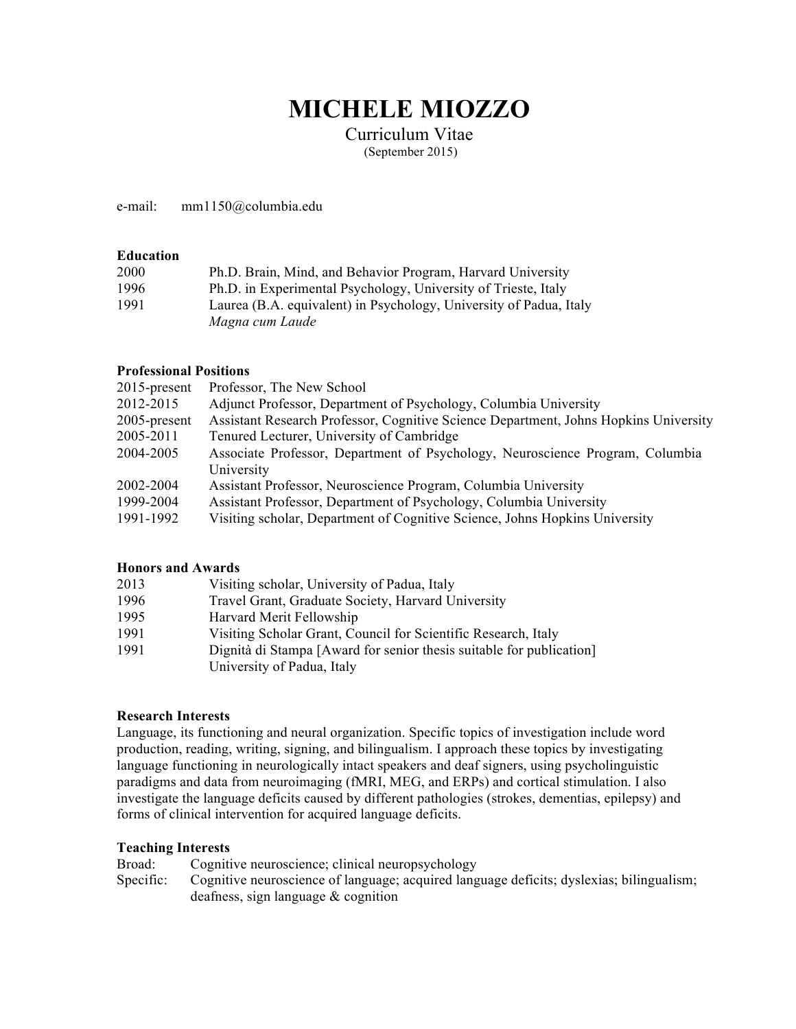# MICHELE MIOZZO

Curriculum Vitae

(September 2015)

e-mail: mm1150@columbia.edu

**Education**

| | |
|---|---|
| 2000 | Ph.D. Brain, Mind, and Behavior Program, Harvard University |
| 1996 | Ph.D. in Experimental Psychology, University of Trieste, Italy |
| 1991 | Laurea (B.A. equivalent) in Psychology, University of Padua, Italy *Magna cum Laude* |

**Professional Positions**

| | |
|---|---|
| 2015-present | Professor, The New School |
| 2012-2015 | Adjunct Professor, Department of Psychology, Columbia University |
| 2005-present | Assistant Research Professor, Cognitive Science Department, Johns Hopkins University |
| 2005-2011 | Tenured Lecturer, University of Cambridge |
| 2004-2005 | Associate Professor, Department of Psychology, Neuroscience Program, Columbia University |
| 2002-2004 | Assistant Professor, Neuroscience Program, Columbia University |
| 1999-2004 | Assistant Professor, Department of Psychology, Columbia University |
| 1991-1992 | Visiting scholar, Department of Cognitive Science, Johns Hopkins University |

**Honors and Awards**

| | |
|---|---|
| 2013 | Visiting scholar, University of Padua, Italy |
| 1996 | Travel Grant, Graduate Society, Harvard University |
| 1995 | Harvard Merit Fellowship |
| 1991 | Visiting Scholar Grant, Council for Scientific Research, Italy |
| 1991 | Dignità di Stampa [Award for senior thesis suitable for publication] University of Padua, Italy |

**Research Interests**

Language, its functioning and neural organization. Specific topics of investigation include word production, reading, writing, signing, and bilingualism. I approach these topics by investigating language functioning in neurologically intact speakers and deaf signers, using psycholinguistic paradigms and data from neuroimaging (fMRI, MEG, and ERPs) and cortical stimulation. I also investigate the language deficits caused by different pathologies (strokes, dementias, epilepsy) and forms of clinical intervention for acquired language deficits.

**Teaching Interests**

Broad: Cognitive neuroscience; clinical neuropsychology

Specific: Cognitive neuroscience of language; acquired language deficits; dyslexias; bilingualism; deafness, sign language & cognition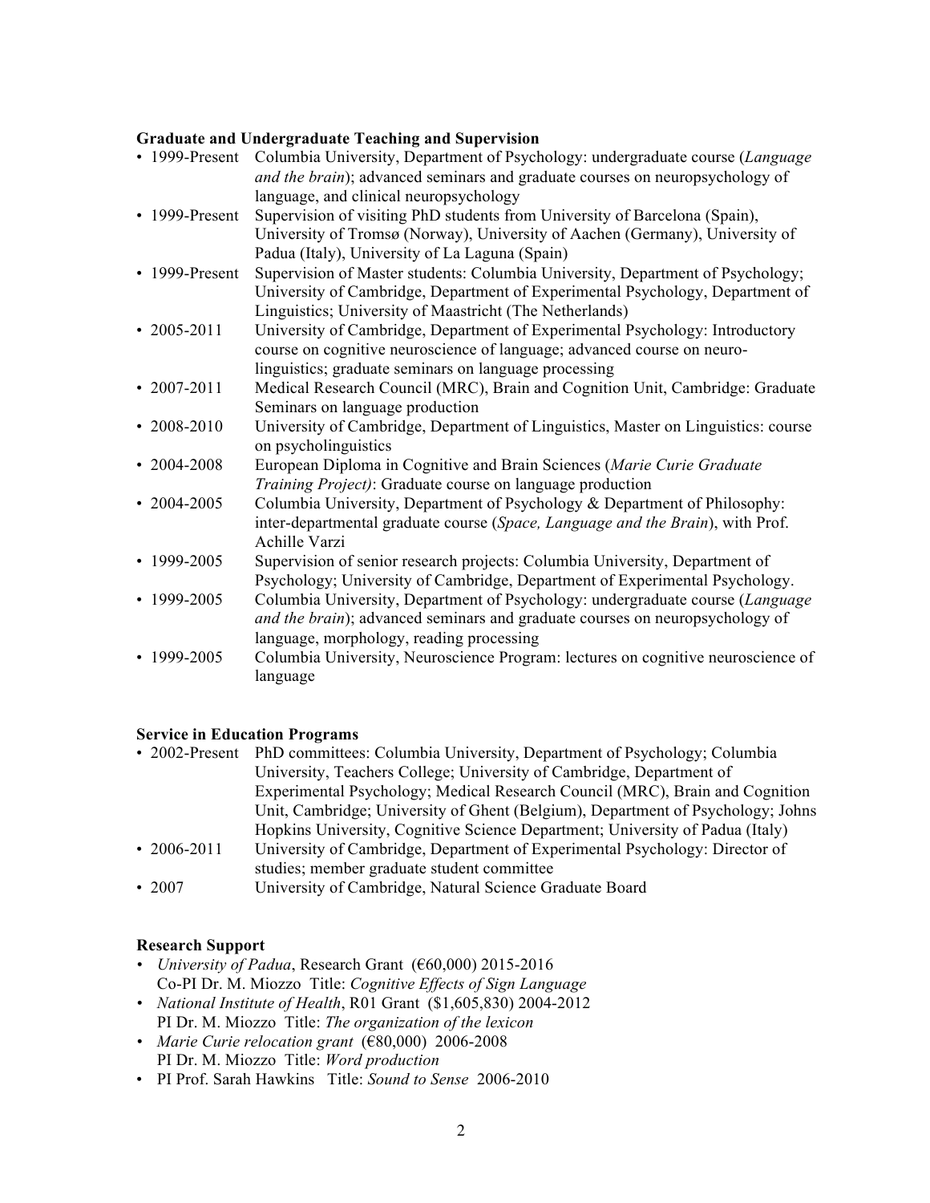**Graduate and Undergraduate Teaching and Supervision**

- 1999-Present Columbia University, Department of Psychology: undergraduate course (*Language and the brain*); advanced seminars and graduate courses on neuropsychology of language, and clinical neuropsychology
- 1999-Present Supervision of visiting PhD students from University of Barcelona (Spain), University of Tromsø (Norway), University of Aachen (Germany), University of Padua (Italy), University of La Laguna (Spain)
- 1999-Present Supervision of Master students: Columbia University, Department of Psychology; University of Cambridge, Department of Experimental Psychology, Department of Linguistics; University of Maastricht (The Netherlands)
- 2005-2011 University of Cambridge, Department of Experimental Psychology: Introductory course on cognitive neuroscience of language; advanced course on neuro-linguistics; graduate seminars on language processing
- 2007-2011 Medical Research Council (MRC), Brain and Cognition Unit, Cambridge: Graduate Seminars on language production
- 2008-2010 University of Cambridge, Department of Linguistics, Master on Linguistics: course on psycholinguistics
- 2004-2008 European Diploma in Cognitive and Brain Sciences (*Marie Curie Graduate Training Project)*: Graduate course on language production
- 2004-2005 Columbia University, Department of Psychology & Department of Philosophy: inter-departmental graduate course (*Space, Language and the Brain*), with Prof. Achille Varzi
- 1999-2005 Supervision of senior research projects: Columbia University, Department of Psychology; University of Cambridge, Department of Experimental Psychology.
- 1999-2005 Columbia University, Department of Psychology: undergraduate course (*Language and the brain*); advanced seminars and graduate courses on neuropsychology of language, morphology, reading processing
- 1999-2005 Columbia University, Neuroscience Program: lectures on cognitive neuroscience of language

**Service in Education Programs**

- 2002-Present PhD committees: Columbia University, Department of Psychology; Columbia University, Teachers College; University of Cambridge, Department of Experimental Psychology; Medical Research Council (MRC), Brain and Cognition Unit, Cambridge; University of Ghent (Belgium), Department of Psychology; Johns Hopkins University, Cognitive Science Department; University of Padua (Italy)
- 2006-2011 University of Cambridge, Department of Experimental Psychology: Director of studies; member graduate student committee
- 2007 University of Cambridge, Natural Science Graduate Board

**Research Support**

- *University of Padua*, Research Grant (€60,000) 2015-2016
  Co-PI Dr. M. Miozzo Title: *Cognitive Effects of Sign Language*
- *National Institute of Health*, R01 Grant ($1,605,830) 2004-2012
  PI Dr. M. Miozzo Title: *The organization of the lexicon*
- *Marie Curie relocation grant* (€80,000) 2006-2008
  PI Dr. M. Miozzo Title: *Word production*
- PI Prof. Sarah Hawkins Title: *Sound to Sense* 2006-2010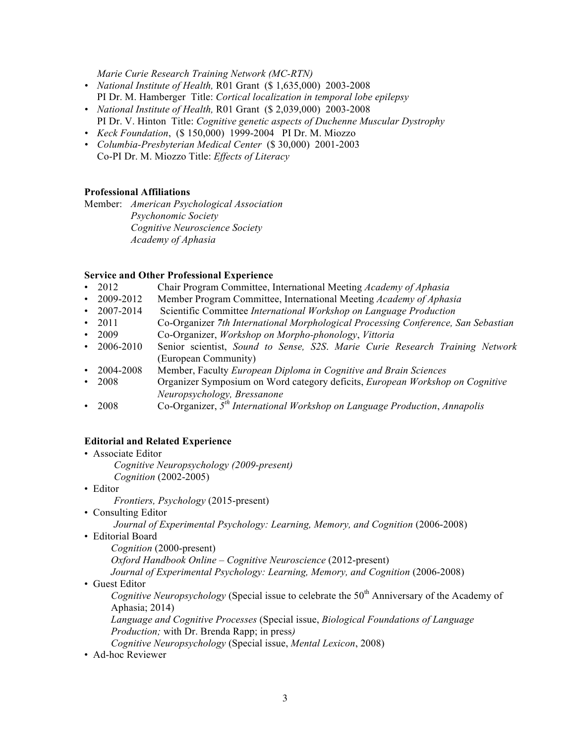*Marie Curie Research Training Network (MC-RTN)*

- *National Institute of Health,* R01 Grant ($ 1,635,000) 2003-2008
  PI Dr. M. Hamberger Title: *Cortical localization in temporal lobe epilepsy*
- *National Institute of Health,* R01 Grant ($ 2,039,000) 2003-2008
  PI Dr. V. Hinton Title: *Cognitive genetic aspects of Duchenne Muscular Dystrophy*
- *Keck Foundation*, ($ 150,000) 1999-2004 PI Dr. M. Miozzo
- *Columbia-Presbyterian Medical Center* ($ 30,000) 2001-2003
  Co-PI Dr. M. Miozzo Title: *Effects of Literacy*

**Professional Affiliations**

Member: *American Psychological Association*
*Psychonomic Society*
*Cognitive Neuroscience Society*
*Academy of Aphasia*

**Service and Other Professional Experience**

- 2012 Chair Program Committee, International Meeting *Academy of Aphasia*
- 2009-2012 Member Program Committee, International Meeting *Academy of Aphasia*
- 2007-2014 Scientific Committee *International Workshop on Language Production*
- 2011 Co-Organizer *7th International Morphological Processing Conference, San Sebastian*
- 2009 Co-Organizer, *Workshop on Morpho-phonology*, *Vittoria*
- 2006-2010 Senior scientist, *Sound to Sense, S2S*. *Marie Curie Research Training Network* (European Community)
- 2004-2008 Member, Faculty *European Diploma in Cognitive and Brain Sciences*
- 2008 Organizer Symposium on Word category deficits, *European Workshop on Cognitive Neuropsychology, Bressanone*
- 2008 Co-Organizer, *5th International Workshop on Language Production*, *Annapolis*

**Editorial and Related Experience**

- Associate Editor
  *Cognitive Neuropsychology (2009-present)*
  *Cognition* (2002-2005)
- Editor
  *Frontiers, Psychology* (2015-present)
- Consulting Editor
  *Journal of Experimental Psychology: Learning, Memory, and Cognition* (2006-2008)
- Editorial Board
  *Cognition* (2000-present)
  *Oxford Handbook Online – Cognitive Neuroscience* (2012-present)
  *Journal of Experimental Psychology: Learning, Memory, and Cognition* (2006-2008)
- Guest Editor
  *Cognitive Neuropsychology* (Special issue to celebrate the 50th Anniversary of the Academy of Aphasia; 2014)
  *Language and Cognitive Processes* (Special issue, *Biological Foundations of Language Production;* with Dr. Brenda Rapp; in press*)*
  *Cognitive Neuropsychology* (Special issue, *Mental Lexicon*, 2008)
- Ad-hoc Reviewer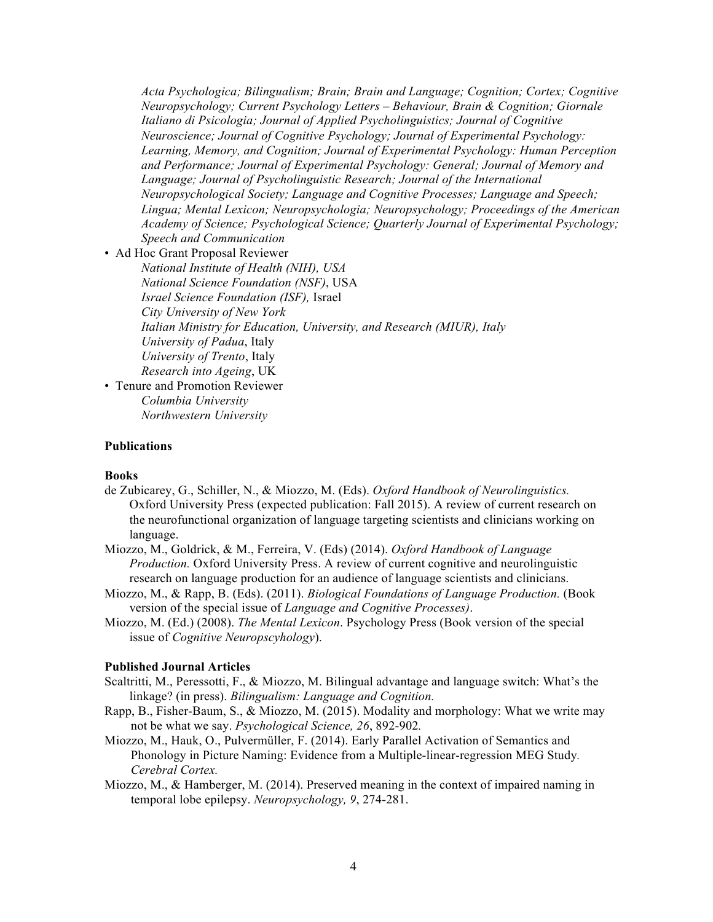*Acta Psychologica; Bilingualism; Brain; Brain and Language; Cognition; Cortex; Cognitive Neuropsychology; Current Psychology Letters – Behaviour, Brain & Cognition; Giornale Italiano di Psicologia; Journal of Applied Psycholinguistics; Journal of Cognitive Neuroscience; Journal of Cognitive Psychology; Journal of Experimental Psychology: Learning, Memory, and Cognition; Journal of Experimental Psychology: Human Perception and Performance; Journal of Experimental Psychology: General; Journal of Memory and Language; Journal of Psycholinguistic Research; Journal of the International Neuropsychological Society; Language and Cognitive Processes; Language and Speech; Lingua; Mental Lexicon; Neuropsychologia; Neuropsychology; Proceedings of the American Academy of Science; Psychological Science; Quarterly Journal of Experimental Psychology; Speech and Communication*

- Ad Hoc Grant Proposal Reviewer
  - *National Institute of Health (NIH), USA*
  - *National Science Foundation (NSF)*, USA
  - *Israel Science Foundation (ISF),* Israel
  - *City University of New York*
  - *Italian Ministry for Education, University, and Research (MIUR), Italy*
  - *University of Padua*, Italy
  - *University of Trento*, Italy
  - *Research into Ageing*, UK
- Tenure and Promotion Reviewer
  - *Columbia University*
  - *Northwestern University*

**Publications**

**Books**

de Zubicarey, G., Schiller, N., & Miozzo, M. (Eds). *Oxford Handbook of Neurolinguistics.* Oxford University Press (expected publication: Fall 2015). A review of current research on the neurofunctional organization of language targeting scientists and clinicians working on language.

Miozzo, M., Goldrick, & M., Ferreira, V. (Eds) (2014). *Oxford Handbook of Language Production.* Oxford University Press. A review of current cognitive and neurolinguistic research on language production for an audience of language scientists and clinicians.

Miozzo, M., & Rapp, B. (Eds). (2011). *Biological Foundations of Language Production.* (Book version of the special issue of *Language and Cognitive Processes)*.

Miozzo, M. (Ed.) (2008). *The Mental Lexicon*. Psychology Press (Book version of the special issue of *Cognitive Neuropscyhology*).

**Published Journal Articles**

Scaltritti, M., Peressotti, F., & Miozzo, M. Bilingual advantage and language switch: What's the linkage? (in press). *Bilingualism: Language and Cognition.*

Rapp, B., Fisher-Baum, S., & Miozzo, M. (2015). Modality and morphology: What we write may not be what we say. *Psychological Science, 26*, 892-902*.*

Miozzo, M., Hauk, O., Pulvermüller, F. (2014). Early Parallel Activation of Semantics and Phonology in Picture Naming: Evidence from a Multiple-linear-regression MEG Study*. Cerebral Cortex.*

Miozzo, M., & Hamberger, M. (2014). Preserved meaning in the context of impaired naming in temporal lobe epilepsy. *Neuropsychology, 9*, 274-281.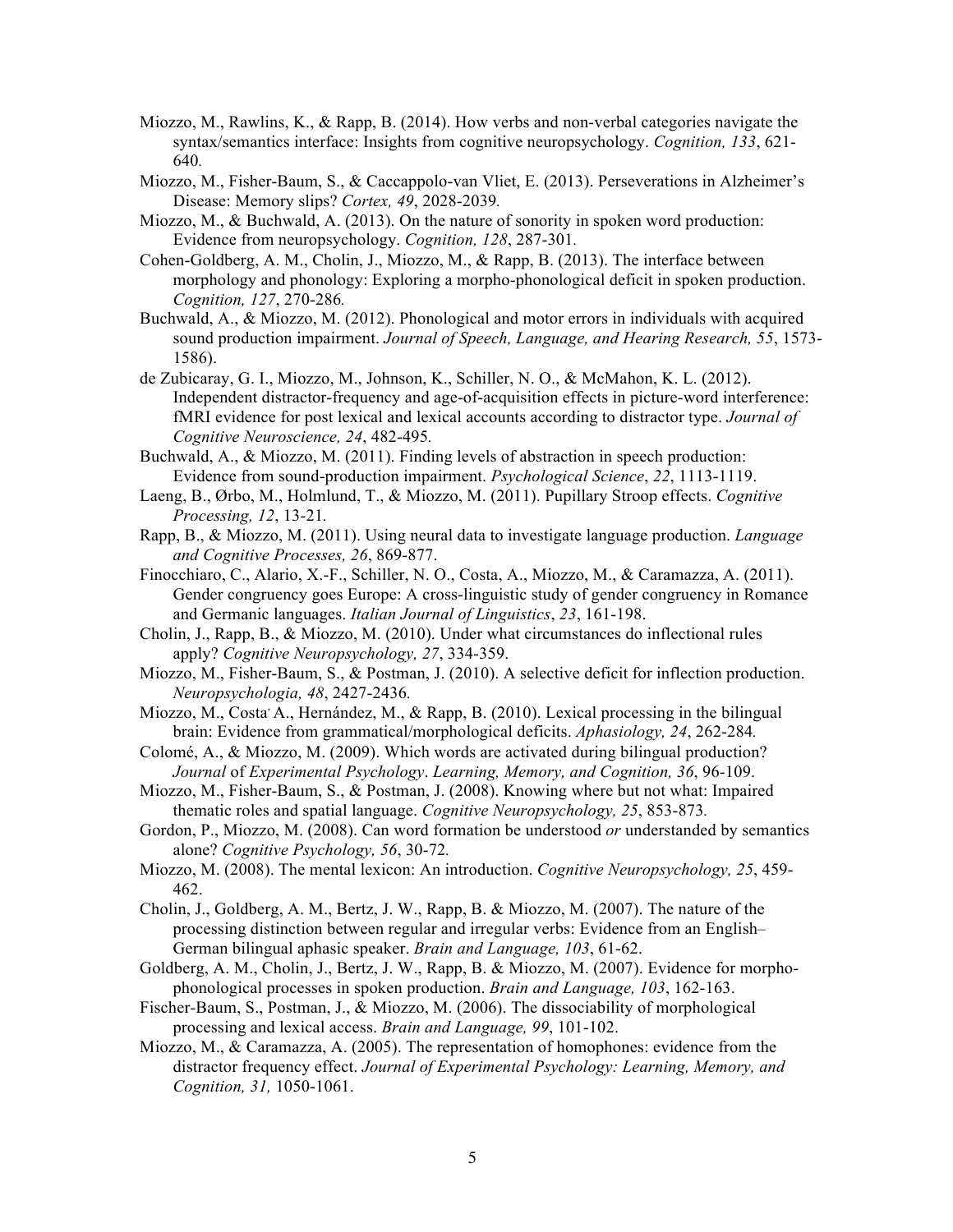Miozzo, M., Rawlins, K., & Rapp, B. (2014). How verbs and non-verbal categories navigate the syntax/semantics interface: Insights from cognitive neuropsychology. *Cognition, 133*, 621-640.

Miozzo, M., Fisher-Baum, S., & Caccappolo-van Vliet, E. (2013). Perseverations in Alzheimer's Disease: Memory slips? *Cortex, 49*, 2028-2039.

Miozzo, M., & Buchwald, A. (2013). On the nature of sonority in spoken word production: Evidence from neuropsychology. *Cognition, 128*, 287-301.

Cohen-Goldberg, A. M., Cholin, J., Miozzo, M., & Rapp, B. (2013). The interface between morphology and phonology: Exploring a morpho-phonological deficit in spoken production. *Cognition, 127*, 270-286.

Buchwald, A., & Miozzo, M. (2012). Phonological and motor errors in individuals with acquired sound production impairment. *Journal of Speech, Language, and Hearing Research, 55*, 1573-1586).

de Zubicaray, G. I., Miozzo, M., Johnson, K., Schiller, N. O., & McMahon, K. L. (2012). Independent distractor-frequency and age-of-acquisition effects in picture-word interference: fMRI evidence for post lexical and lexical accounts according to distractor type. *Journal of Cognitive Neuroscience, 24*, 482-495.

Buchwald, A., & Miozzo, M. (2011). Finding levels of abstraction in speech production: Evidence from sound-production impairment. *Psychological Science*, *22*, 1113-1119.

Laeng, B., Ørbo, M., Holmlund, T., & Miozzo, M. (2011). Pupillary Stroop effects. *Cognitive Processing, 12*, 13-21.

Rapp, B., & Miozzo, M. (2011). Using neural data to investigate language production. *Language and Cognitive Processes, 26*, 869-877.

Finocchiaro, C., Alario, X.-F., Schiller, N. O., Costa, A., Miozzo, M., & Caramazza, A. (2011). Gender congruency goes Europe: A cross-linguistic study of gender congruency in Romance and Germanic languages. *Italian Journal of Linguistics*, *23*, 161-198.

Cholin, J., Rapp, B., & Miozzo, M. (2010). Under what circumstances do inflectional rules apply? *Cognitive Neuropsychology, 27*, 334-359.

Miozzo, M., Fisher-Baum, S., & Postman, J. (2010). A selective deficit for inflection production. *Neuropsychologia, 48*, 2427-2436.

Miozzo, M., Costa, A., Hernández, M., & Rapp, B. (2010). Lexical processing in the bilingual brain: Evidence from grammatical/morphological deficits. *Aphasiology, 24*, 262-284.

Colomé, A., & Miozzo, M. (2009). Which words are activated during bilingual production? *Journal* of *Experimental Psychology*. *Learning, Memory, and Cognition, 36*, 96-109.

Miozzo, M., Fisher-Baum, S., & Postman, J. (2008). Knowing where but not what: Impaired thematic roles and spatial language. *Cognitive Neuropsychology, 25*, 853-873.

Gordon, P., Miozzo, M. (2008). Can word formation be understood *or* understanded by semantics alone? *Cognitive Psychology, 56*, 30-72.

Miozzo, M. (2008). The mental lexicon: An introduction. *Cognitive Neuropsychology, 25*, 459-462.

Cholin, J., Goldberg, A. M., Bertz, J. W., Rapp, B. & Miozzo, M. (2007). The nature of the processing distinction between regular and irregular verbs: Evidence from an English–German bilingual aphasic speaker. *Brain and Language, 103*, 61-62.

Goldberg, A. M., Cholin, J., Bertz, J. W., Rapp, B. & Miozzo, M. (2007). Evidence for morpho-phonological processes in spoken production. *Brain and Language, 103*, 162-163.

Fischer-Baum, S., Postman, J., & Miozzo, M. (2006). The dissociability of morphological processing and lexical access. *Brain and Language, 99*, 101-102.

Miozzo, M., & Caramazza, A. (2005). The representation of homophones: evidence from the distractor frequency effect. *Journal of Experimental Psychology: Learning, Memory, and Cognition, 31,* 1050-1061.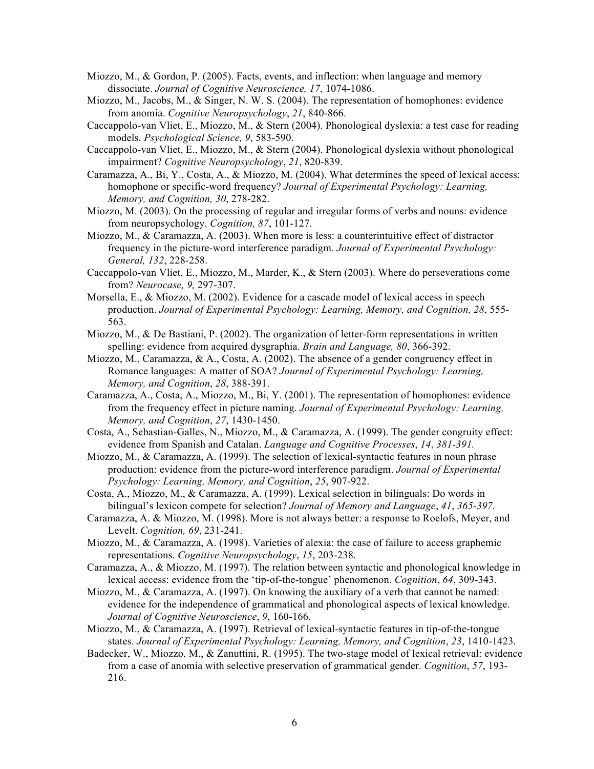Miozzo, M., & Gordon, P. (2005). Facts, events, and inflection: when language and memory dissociate. *Journal of Cognitive Neuroscience, 17*, 1074-1086.

Miozzo, M., Jacobs, M., & Singer, N. W. S. (2004). The representation of homophones: evidence from anomia. *Cognitive Neuropsychology*, *21*, 840-866.

Caccappolo-van Vliet, E., Miozzo, M., & Stern (2004). Phonological dyslexia: a test case for reading models. *Psychological Science, 9*, 583-590.

Caccappolo-van Vliet, E., Miozzo, M., & Stern (2004). Phonological dyslexia without phonological impairment? *Cognitive Neuropsychology*, *21*, 820-839.

Caramazza, A., Bi, Y., Costa, A., & Miozzo, M. (2004). What determines the speed of lexical access: homophone or specific-word frequency? *Journal of Experimental Psychology: Learning, Memory, and Cognition, 30*, 278-282.

Miozzo, M. (2003). On the processing of regular and irregular forms of verbs and nouns: evidence from neuropsychology. *Cognition, 87*, 101-127.

Miozzo, M., & Caramazza, A. (2003). When more is less: a counterintuitive effect of distractor frequency in the picture-word interference paradigm. *Journal of Experimental Psychology: General, 132*, 228-258.

Caccappolo-van Vliet, E., Miozzo, M., Marder, K., & Stern (2003). Where do perseverations come from? *Neurocase, 9,* 297-307.

Morsella, E., & Miozzo, M. (2002). Evidence for a cascade model of lexical access in speech production. *Journal of Experimental Psychology: Learning, Memory, and Cognition, 28*, 555-563.

Miozzo, M., & De Bastiani, P. (2002). The organization of letter-form representations in written spelling: evidence from acquired dysgraphia. *Brain and Language, 80*, 366-392.

Miozzo, M., Caramazza, & A., Costa, A. (2002). The absence of a gender congruency effect in Romance languages: A matter of SOA? *Journal of Experimental Psychology: Learning, Memory, and Cognition*, *28*, 388-391.

Caramazza, A., Costa, A., Miozzo, M., Bi, Y. (2001). The representation of homophones: evidence from the frequency effect in picture naming. *Journal of Experimental Psychology: Learning, Memory, and Cognition*, *27*, 1430-1450.

Costa, A., Sebastian-Galles, N., Miozzo, M., & Caramazza, A. (1999). The gender congruity effect: evidence from Spanish and Catalan. *Language and Cognitive Processes*, *14*, *381-391.*

Miozzo, M., & Caramazza, A. (1999). The selection of lexical-syntactic features in noun phrase production: evidence from the picture-word interference paradigm. *Journal of Experimental Psychology: Learning, Memory, and Cognition*, *25*, 907-922.

Costa, A., Miozzo, M., & Caramazza, A. (1999). Lexical selection in bilinguals: Do words in bilingual's lexicon compete for selection? *Journal of Memory and Language*, *41*, *365-397.*

Caramazza, A. & Miozzo, M. (1998). More is not always better: a response to Roelofs, Meyer, and Levelt. *Cognition, 69*, 231-241.

Miozzo, M., & Caramazza, A. (1998). Varieties of alexia: the case of failure to access graphemic representations. *Cognitive Neuropsychology*, *15*, 203-238.

Caramazza, A., & Miozzo, M. (1997). The relation between syntactic and phonological knowledge in lexical access: evidence from the 'tip-of-the-tongue' phenomenon. *Cognition*, *64*, 309-343.

Miozzo, M., & Caramazza, A. (1997). On knowing the auxiliary of a verb that cannot be named: evidence for the independence of grammatical and phonological aspects of lexical knowledge. *Journal of Cognitive Neuroscience*, *9*, 160-166.

Miozzo, M., & Caramazza, A. (1997). Retrieval of lexical-syntactic features in tip-of-the-tongue states. *Journal of Experimental Psychology: Learning, Memory, and Cognition*, *23*, 1410-1423.

Badecker, W., Miozzo, M., & Zanuttini, R. (1995). The two-stage model of lexical retrieval: evidence from a case of anomia with selective preservation of grammatical gender. *Cognition*, *57*, 193-216.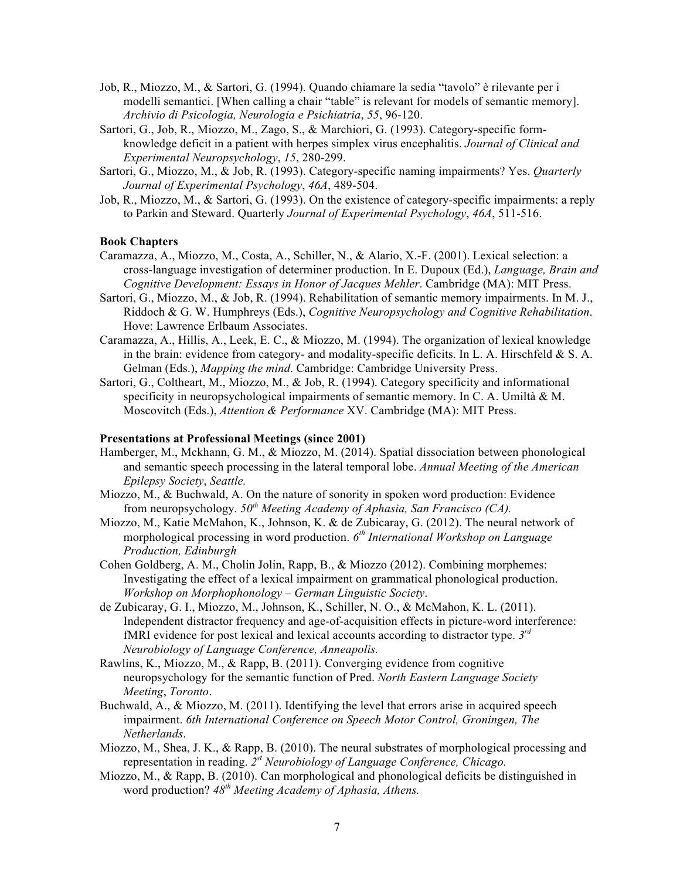Job, R., Miozzo, M., & Sartori, G. (1994). Quando chiamare la sedia "tavolo" è rilevante per i modelli semantici. [When calling a chair "table" is relevant for models of semantic memory]. *Archivio di Psicologia, Neurologia e Psichiatria*, *55*, 96-120.

Sartori, G., Job, R., Miozzo, M., Zago, S., & Marchiori, G. (1993). Category-specific form-knowledge deficit in a patient with herpes simplex virus encephalitis. *Journal of Clinical and Experimental Neuropsychology*, *15*, 280-299.

Sartori, G., Miozzo, M., & Job, R. (1993). Category-specific naming impairments? Yes. *Quarterly Journal of Experimental Psychology*, *46A*, 489-504.

Job, R., Miozzo, M., & Sartori, G. (1993). On the existence of category-specific impairments: a reply to Parkin and Steward. Quarterly *Journal of Experimental Psychology*, *46A*, 511-516.

**Book Chapters**

Caramazza, A., Miozzo, M., Costa, A., Schiller, N., & Alario, X.-F. (2001). Lexical selection: a cross-language investigation of determiner production. In E. Dupoux (Ed.), *Language, Brain and Cognitive Development: Essays in Honor of Jacques Mehler*. Cambridge (MA): MIT Press.

Sartori, G., Miozzo, M., & Job, R. (1994). Rehabilitation of semantic memory impairments. In M. J., Riddoch & G. W. Humphreys (Eds.), *Cognitive Neuropsychology and Cognitive Rehabilitation*. Hove: Lawrence Erlbaum Associates.

Caramazza, A., Hillis, A., Leek, E. C., & Miozzo, M. (1994). The organization of lexical knowledge in the brain: evidence from category- and modality-specific deficits. In L. A. Hirschfeld & S. A. Gelman (Eds.), *Mapping the mind*. Cambridge: Cambridge University Press.

Sartori, G., Coltheart, M., Miozzo, M., & Job, R. (1994). Category specificity and informational specificity in neuropsychological impairments of semantic memory. In C. A. Umiltà & M. Moscovitch (Eds.), *Attention & Performance* XV. Cambridge (MA): MIT Press.

**Presentations at Professional Meetings (since 2001)**

Hamberger, M., Mckhann, G. M., & Miozzo, M. (2014). Spatial dissociation between phonological and semantic speech processing in the lateral temporal lobe. *Annual Meeting of the American Epilepsy Society*, *Seattle.*

Miozzo, M., & Buchwald, A. On the nature of sonority in spoken word production: Evidence from neuropsychology*. 50th Meeting Academy of Aphasia, San Francisco (CA).*

Miozzo, M., Katie McMahon, K., Johnson, K. & de Zubicaray, G. (2012). The neural network of morphological processing in word production. *6th International Workshop on Language Production, Edinburgh*

Cohen Goldberg, A. M., Cholin Jolin, Rapp, B., & Miozzo (2012). Combining morphemes: Investigating the effect of a lexical impairment on grammatical phonological production. *Workshop on Morphophonology – German Linguistic Society*.

de Zubicaray, G. I., Miozzo, M., Johnson, K., Schiller, N. O., & McMahon, K. L. (2011). Independent distractor frequency and age-of-acquisition effects in picture-word interference: fMRI evidence for post lexical and lexical accounts according to distractor type. *3rd Neurobiology of Language Conference, Anneapolis.*

Rawlins, K., Miozzo, M., & Rapp, B. (2011). Converging evidence from cognitive neuropsychology for the semantic function of Pred. *North Eastern Language Society Meeting*, *Toronto*.

Buchwald, A., & Miozzo, M. (2011). Identifying the level that errors arise in acquired speech impairment. *6th International Conference on Speech Motor Control, Groningen, The Netherlands*.

Miozzo, M., Shea, J. K., & Rapp, B. (2010). The neural substrates of morphological processing and representation in reading. *2st Neurobiology of Language Conference, Chicago.*

Miozzo, M., & Rapp, B. (2010). Can morphological and phonological deficits be distinguished in word production? *48th Meeting Academy of Aphasia, Athens.*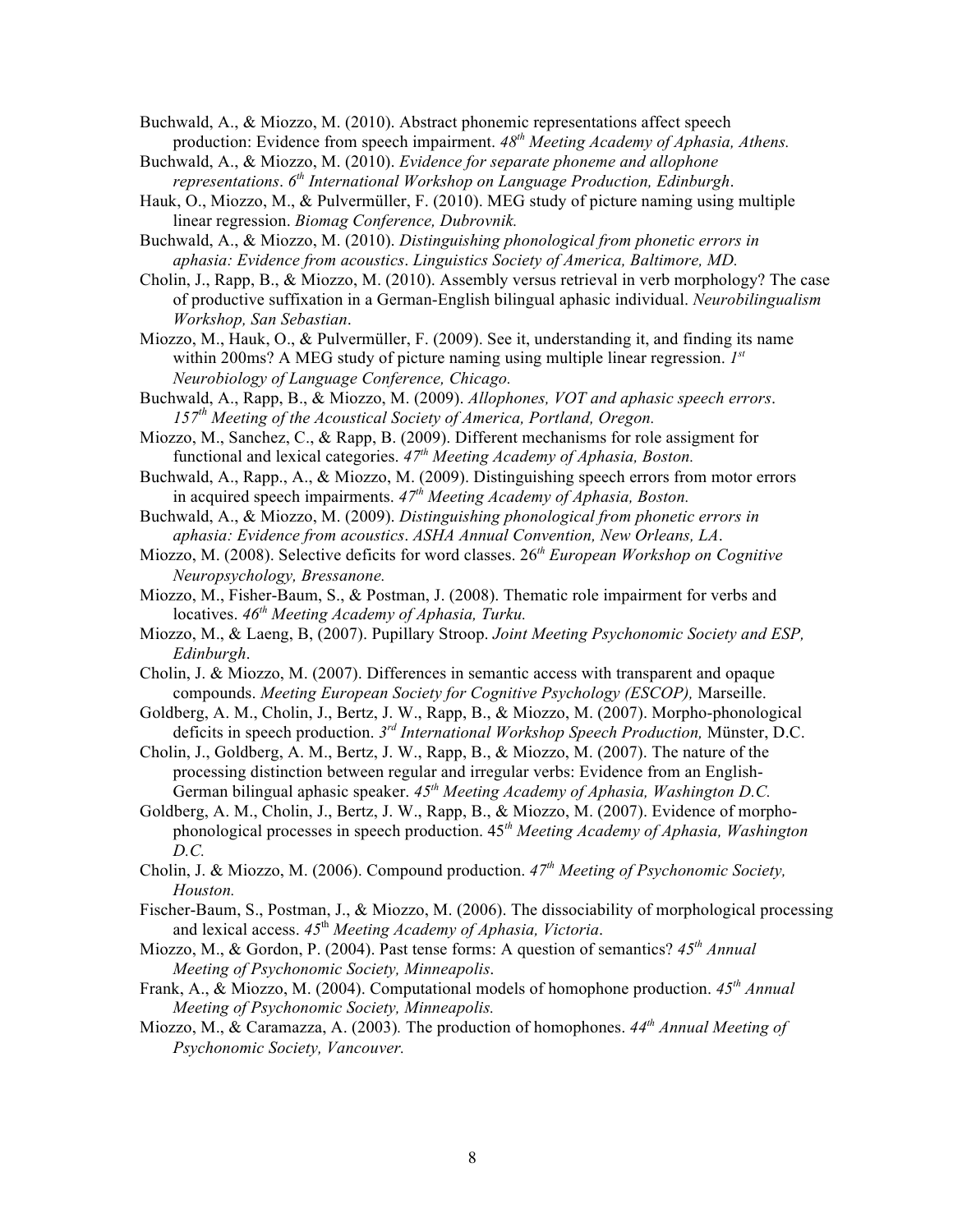Buchwald, A., & Miozzo, M. (2010). Abstract phonemic representations affect speech production: Evidence from speech impairment. *48th Meeting Academy of Aphasia, Athens.*

Buchwald, A., & Miozzo, M. (2010). *Evidence for separate phoneme and allophone representations*. *6th International Workshop on Language Production, Edinburgh*.

Hauk, O., Miozzo, M., & Pulvermüller, F. (2010). MEG study of picture naming using multiple linear regression. *Biomag Conference, Dubrovnik.*

Buchwald, A., & Miozzo, M. (2010). *Distinguishing phonological from phonetic errors in aphasia: Evidence from acoustics*. *Linguistics Society of America, Baltimore, MD.*

Cholin, J., Rapp, B., & Miozzo, M. (2010). Assembly versus retrieval in verb morphology? The case of productive suffixation in a German-English bilingual aphasic individual. *Neurobilingualism Workshop, San Sebastian*.

Miozzo, M., Hauk, O., & Pulvermüller, F. (2009). See it, understanding it, and finding its name within 200ms? A MEG study of picture naming using multiple linear regression. *1st Neurobiology of Language Conference, Chicago.*

Buchwald, A., Rapp, B., & Miozzo, M. (2009). *Allophones, VOT and aphasic speech errors*. *157th Meeting of the Acoustical Society of America, Portland, Oregon.*

Miozzo, M., Sanchez, C., & Rapp, B. (2009). Different mechanisms for role assigment for functional and lexical categories. *47th Meeting Academy of Aphasia, Boston.*

Buchwald, A., Rapp., A., & Miozzo, M. (2009). Distinguishing speech errors from motor errors in acquired speech impairments. *47th Meeting Academy of Aphasia, Boston.*

Buchwald, A., & Miozzo, M. (2009). *Distinguishing phonological from phonetic errors in aphasia: Evidence from acoustics*. *ASHA Annual Convention, New Orleans, LA*.

Miozzo, M. (2008). Selective deficits for word classes. 26th *European Workshop on Cognitive Neuropsychology, Bressanone.*

Miozzo, M., Fisher-Baum, S., & Postman, J. (2008). Thematic role impairment for verbs and locatives. *46th Meeting Academy of Aphasia, Turku.*

Miozzo, M., & Laeng, B, (2007). Pupillary Stroop. *Joint Meeting Psychonomic Society and ESP, Edinburgh*.

Cholin, J. & Miozzo, M. (2007). Differences in semantic access with transparent and opaque compounds. *Meeting European Society for Cognitive Psychology (ESCOP),* Marseille.

Goldberg, A. M., Cholin, J., Bertz, J. W., Rapp, B., & Miozzo, M. (2007). Morpho-phonological deficits in speech production. *3rd International Workshop Speech Production,* Münster, D.C.

Cholin, J., Goldberg, A. M., Bertz, J. W., Rapp, B., & Miozzo, M. (2007). The nature of the processing distinction between regular and irregular verbs: Evidence from an English-German bilingual aphasic speaker. *45th Meeting Academy of Aphasia, Washington D.C.*

Goldberg, A. M., Cholin, J., Bertz, J. W., Rapp, B., & Miozzo, M. (2007). Evidence of morpho-phonological processes in speech production. 45*th Meeting Academy of Aphasia, Washington D.C.*

Cholin, J. & Miozzo, M. (2006). Compound production. *47th Meeting of Psychonomic Society, Houston.*

Fischer-Baum, S., Postman, J., & Miozzo, M. (2006). The dissociability of morphological processing and lexical access. *45th Meeting Academy of Aphasia, Victoria*.

Miozzo, M., & Gordon, P. (2004). Past tense forms: A question of semantics? *45th Annual Meeting of Psychonomic Society, Minneapolis*.

Frank, A., & Miozzo, M. (2004). Computational models of homophone production. *45th Annual Meeting of Psychonomic Society, Minneapolis.*

Miozzo, M., & Caramazza, A. (2003)*.* The production of homophones. *44th Annual Meeting of Psychonomic Society, Vancouver.*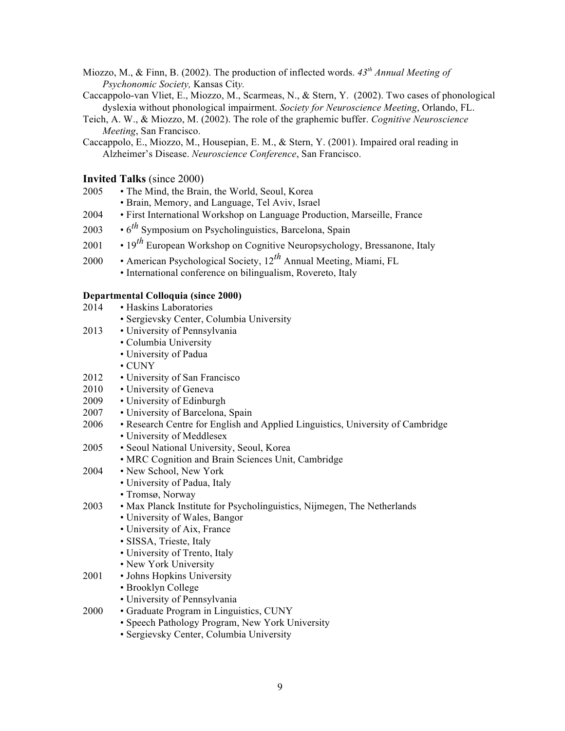Miozzo, M., & Finn, B. (2002). The production of inflected words. *43rd Annual Meeting of Psychonomic Society,* Kansas City.

Caccappolo-van Vliet, E., Miozzo, M., Scarmeas, N., & Stern, Y. (2002). Two cases of phonological dyslexia without phonological impairment. *Society for Neuroscience Meeting*, Orlando, FL.

Teich, A. W., & Miozzo, M. (2002). The role of the graphemic buffer. *Cognitive Neuroscience Meeting*, San Francisco.

Caccappolo, E., Miozzo, M., Housepian, E. M., & Stern, Y. (2001). Impaired oral reading in Alzheimer's Disease. *Neuroscience Conference*, San Francisco.

## **Invited Talks** (since 2000)

2005
- The Mind, the Brain, the World, Seoul, Korea
- Brain, Memory, and Language, Tel Aviv, Israel

2004
- First International Workshop on Language Production, Marseille, France

2003
- 6th Symposium on Psycholinguistics, Barcelona, Spain

2001
- 19th European Workshop on Cognitive Neuropsychology, Bressanone, Italy

2000
- American Psychological Society, 12th Annual Meeting, Miami, FL
- International conference on bilingualism, Rovereto, Italy

### **Departmental Colloquia (since 2000)**

2014
- Haskins Laboratories
- Sergievsky Center, Columbia University

2013
- University of Pennsylvania
- Columbia University
- University of Padua
- CUNY

2012
- University of San Francisco

2010
- University of Geneva

2009
- University of Edinburgh

2007
- University of Barcelona, Spain

2006
- Research Centre for English and Applied Linguistics, University of Cambridge
- University of Meddlesex

2005
- Seoul National University, Seoul, Korea
- MRC Cognition and Brain Sciences Unit, Cambridge

2004
- New School, New York
- University of Padua, Italy
- Tromsø, Norway

2003
- Max Planck Institute for Psycholinguistics, Nijmegen, The Netherlands
- University of Wales, Bangor
- University of Aix, France
- SISSA, Trieste, Italy
- University of Trento, Italy
- New York University

2001
- Johns Hopkins University
- Brooklyn College
- University of Pennsylvania

2000
- Graduate Program in Linguistics, CUNY
- Speech Pathology Program, New York University
- Sergievsky Center, Columbia University